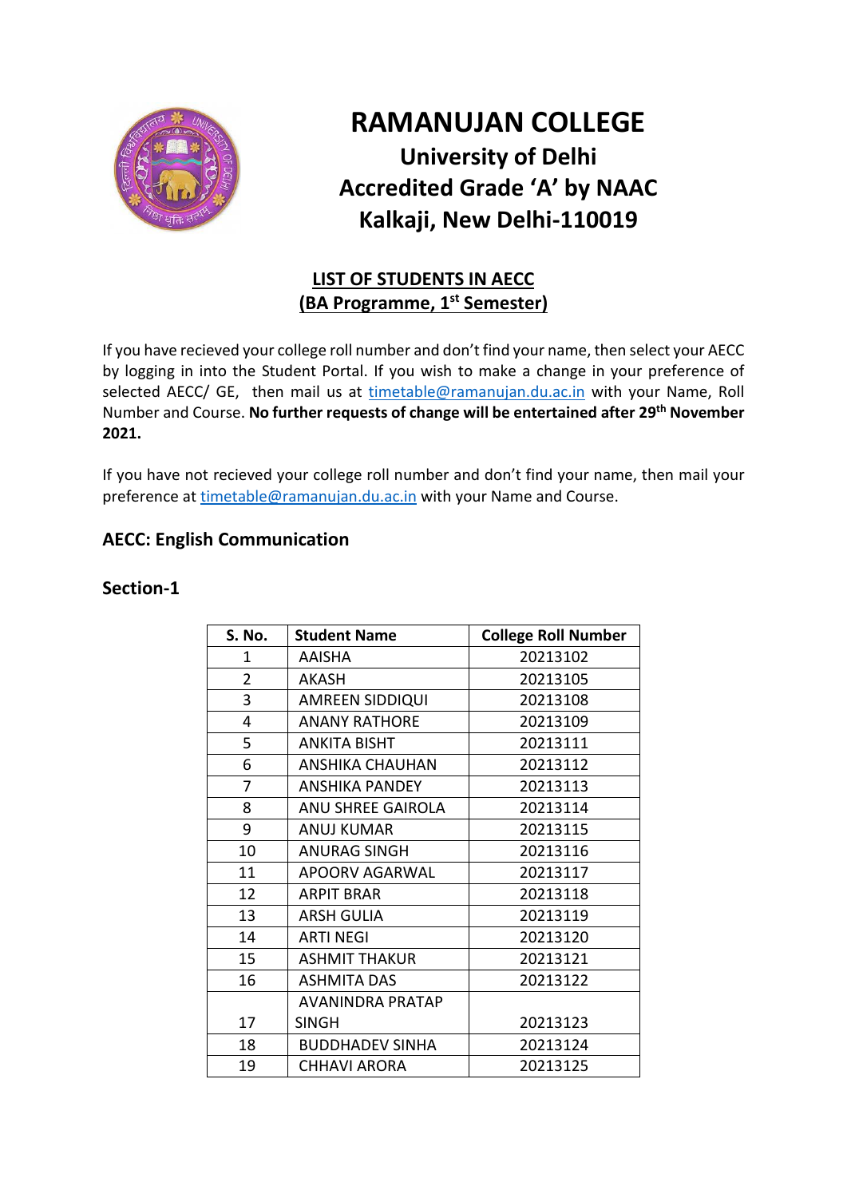# RAMANUJAN COLLEGE

## University of Delhi
## Accredited Grade 'A' by NAAC
## Kalkaji, New Delhi-110019

### LIST OF STUDENTS IN AECC
### (BA Programme, 1st Semester)

If you have recieved your college roll number and don't find your name, then select your AECC by logging in into the Student Portal. If you wish to make a change in your preference of selected AECC/ GE, then mail us at timetable@ramanujan.du.ac.in with your Name, Roll Number and Course. **No further requests of change will be entertained after 29th November 2021.**

If you have not recieved your college roll number and don't find your name, then mail your preference at timetable@ramanujan.du.ac.in with your Name and Course.

### AECC: English Communication

### Section-1

| S. No. | Student Name | College Roll Number |
|---|---|---|
| 1 | AAISHA | 20213102 |
| 2 | AKASH | 20213105 |
| 3 | AMREEN SIDDIQUI | 20213108 |
| 4 | ANANY RATHORE | 20213109 |
| 5 | ANKITA BISHT | 20213111 |
| 6 | ANSHIKA CHAUHAN | 20213112 |
| 7 | ANSHIKA PANDEY | 20213113 |
| 8 | ANU SHREE GAIROLA | 20213114 |
| 9 | ANUJ KUMAR | 20213115 |
| 10 | ANURAG SINGH | 20213116 |
| 11 | APOORV AGARWAL | 20213117 |
| 12 | ARPIT BRAR | 20213118 |
| 13 | ARSH GULIA | 20213119 |
| 14 | ARTI NEGI | 20213120 |
| 15 | ASHMIT THAKUR | 20213121 |
| 16 | ASHMITA DAS | 20213122 |
| 17 | AVANINDRA PRATAP SINGH | 20213123 |
| 18 | BUDDHADEV SINHA | 20213124 |
| 19 | CHHAVI ARORA | 20213125 |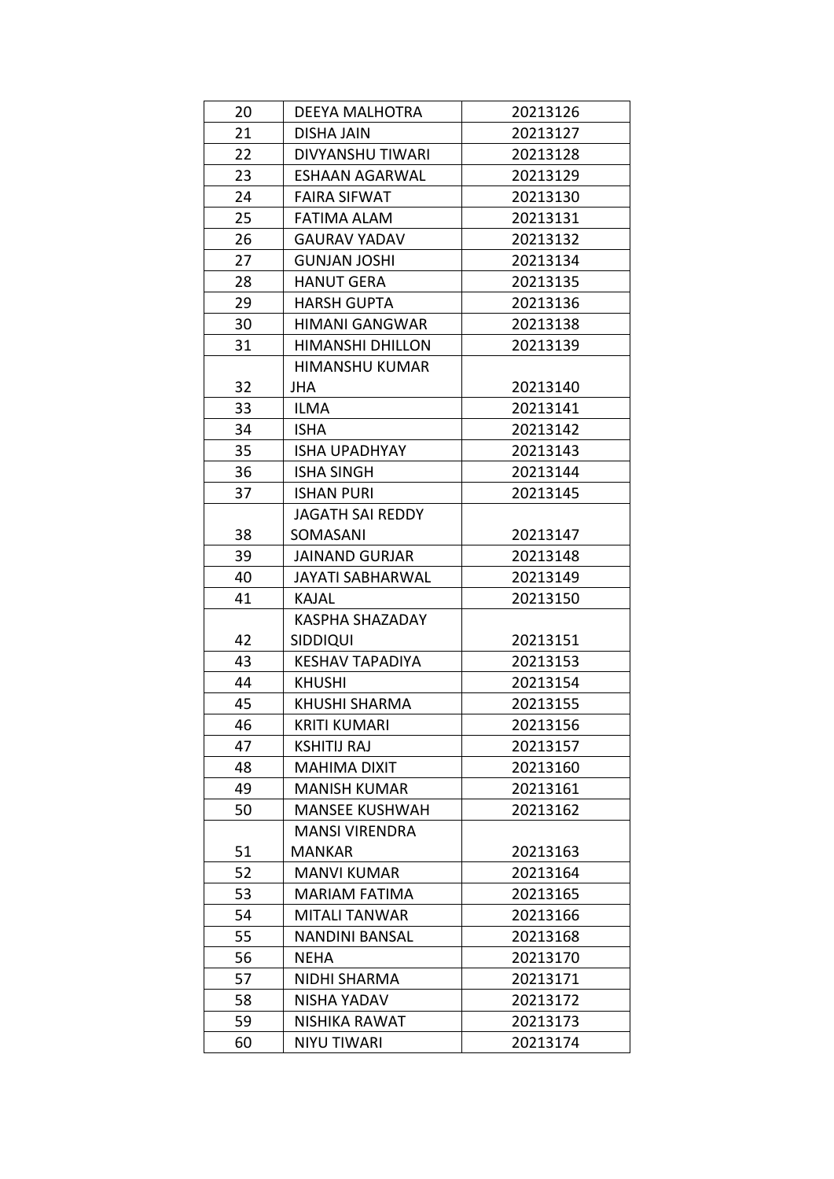| 20 | DEEYA MALHOTRA | 20213126 |
|---|---|---|
| 21 | DISHA JAIN | 20213127 |
| 22 | DIVYANSHU TIWARI | 20213128 |
| 23 | ESHAAN AGARWAL | 20213129 |
| 24 | FAIRA SIFWAT | 20213130 |
| 25 | FATIMA ALAM | 20213131 |
| 26 | GAURAV YADAV | 20213132 |
| 27 | GUNJAN JOSHI | 20213134 |
| 28 | HANUT GERA | 20213135 |
| 29 | HARSH GUPTA | 20213136 |
| 30 | HIMANI GANGWAR | 20213138 |
| 31 | HIMANSHI DHILLON | 20213139 |
| 32 | HIMANSHU KUMAR JHA | 20213140 |
| 33 | ILMA | 20213141 |
| 34 | ISHA | 20213142 |
| 35 | ISHA UPADHYAY | 20213143 |
| 36 | ISHA SINGH | 20213144 |
| 37 | ISHAN PURI | 20213145 |
| 38 | JAGATH SAI REDDY SOMASANI | 20213147 |
| 39 | JAINAND GURJAR | 20213148 |
| 40 | JAYATI SABHARWAL | 20213149 |
| 41 | KAJAL | 20213150 |
| 42 | KASPHA SHAZADAY SIDDIQUI | 20213151 |
| 43 | KESHAV TAPADIYA | 20213153 |
| 44 | KHUSHI | 20213154 |
| 45 | KHUSHI SHARMA | 20213155 |
| 46 | KRITI KUMARI | 20213156 |
| 47 | KSHITIJ RAJ | 20213157 |
| 48 | MAHIMA DIXIT | 20213160 |
| 49 | MANISH KUMAR | 20213161 |
| 50 | MANSEE KUSHWAH | 20213162 |
| 51 | MANSI VIRENDRA MANKAR | 20213163 |
| 52 | MANVI KUMAR | 20213164 |
| 53 | MARIAM FATIMA | 20213165 |
| 54 | MITALI TANWAR | 20213166 |
| 55 | NANDINI BANSAL | 20213168 |
| 56 | NEHA | 20213170 |
| 57 | NIDHI SHARMA | 20213171 |
| 58 | NISHA YADAV | 20213172 |
| 59 | NISHIKA RAWAT | 20213173 |
| 60 | NIYU TIWARI | 20213174 |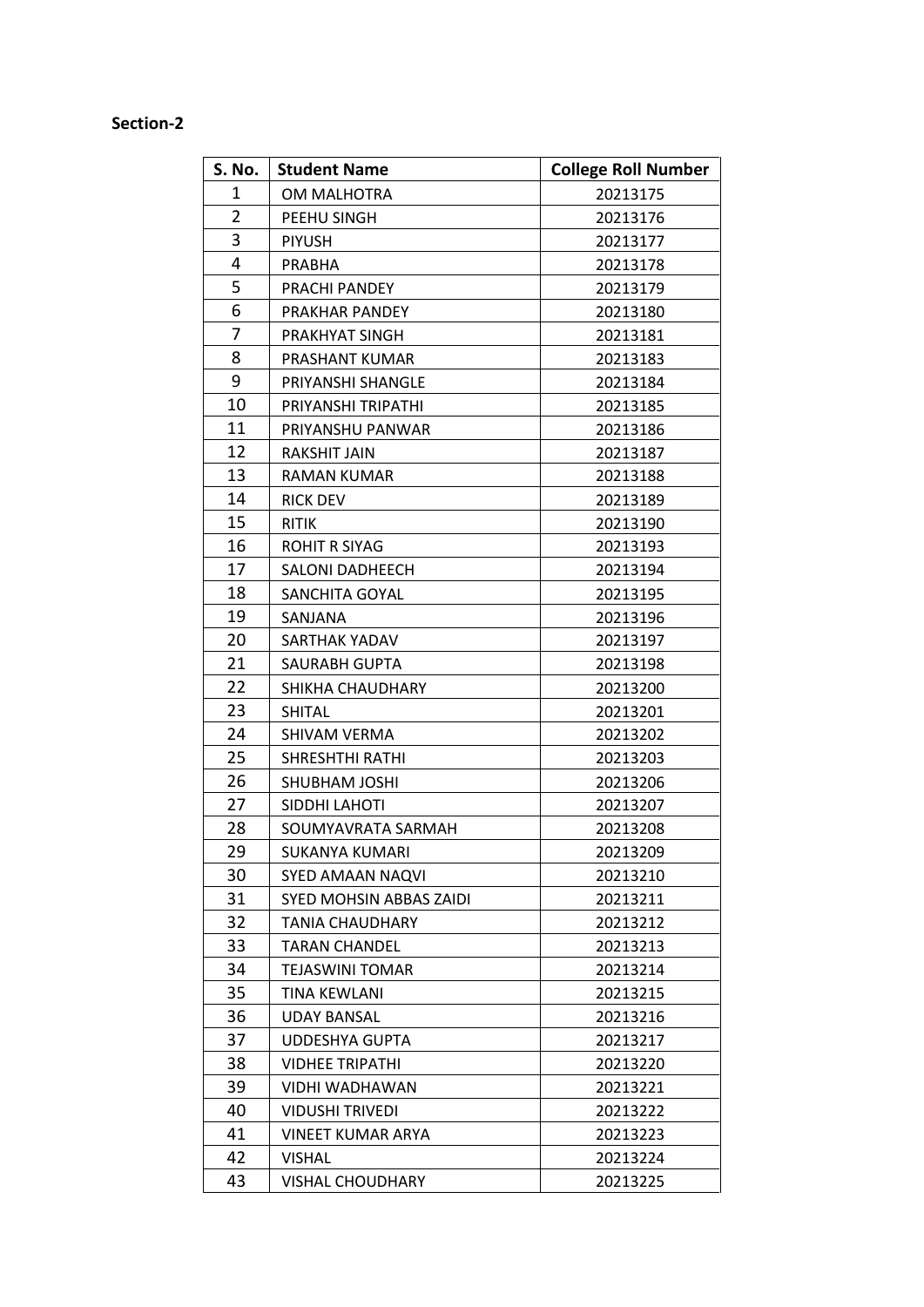**Section-2**

| S. No. | Student Name | College Roll Number |
| --- | --- | --- |
| 1 | OM MALHOTRA | 20213175 |
| 2 | PEEHU SINGH | 20213176 |
| 3 | PIYUSH | 20213177 |
| 4 | PRABHA | 20213178 |
| 5 | PRACHI PANDEY | 20213179 |
| 6 | PRAKHAR PANDEY | 20213180 |
| 7 | PRAKHYAT SINGH | 20213181 |
| 8 | PRASHANT KUMAR | 20213183 |
| 9 | PRIYANSHI SHANGLE | 20213184 |
| 10 | PRIYANSHI TRIPATHI | 20213185 |
| 11 | PRIYANSHU PANWAR | 20213186 |
| 12 | RAKSHIT JAIN | 20213187 |
| 13 | RAMAN KUMAR | 20213188 |
| 14 | RICK DEV | 20213189 |
| 15 | RITIK | 20213190 |
| 16 | ROHIT R SIYAG | 20213193 |
| 17 | SALONI DADHEECH | 20213194 |
| 18 | SANCHITA GOYAL | 20213195 |
| 19 | SANJANA | 20213196 |
| 20 | SARTHAK YADAV | 20213197 |
| 21 | SAURABH GUPTA | 20213198 |
| 22 | SHIKHA CHAUDHARY | 20213200 |
| 23 | SHITAL | 20213201 |
| 24 | SHIVAM VERMA | 20213202 |
| 25 | SHRESHTHI RATHI | 20213203 |
| 26 | SHUBHAM JOSHI | 20213206 |
| 27 | SIDDHI LAHOTI | 20213207 |
| 28 | SOUMYAVRATA SARMAH | 20213208 |
| 29 | SUKANYA KUMARI | 20213209 |
| 30 | SYED AMAAN NAQVI | 20213210 |
| 31 | SYED MOHSIN ABBAS ZAIDI | 20213211 |
| 32 | TANIA CHAUDHARY | 20213212 |
| 33 | TARAN CHANDEL | 20213213 |
| 34 | TEJASWINI TOMAR | 20213214 |
| 35 | TINA KEWLANI | 20213215 |
| 36 | UDAY BANSAL | 20213216 |
| 37 | UDDESHYA GUPTA | 20213217 |
| 38 | VIDHEE TRIPATHI | 20213220 |
| 39 | VIDHI WADHAWAN | 20213221 |
| 40 | VIDUSHI TRIVEDI | 20213222 |
| 41 | VINEET KUMAR ARYA | 20213223 |
| 42 | VISHAL | 20213224 |
| 43 | VISHAL CHOUDHARY | 20213225 |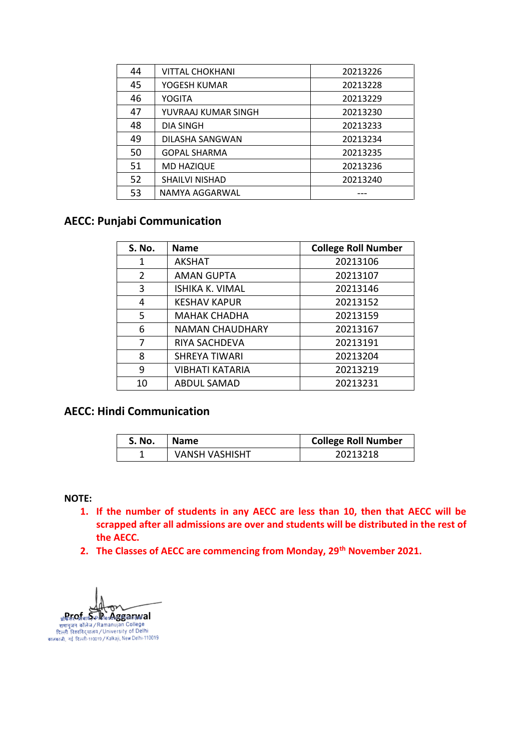| | | |
|---|---|---|
| 44 | VITTAL CHOKHANI | 20213226 |
| 45 | YOGESH KUMAR | 20213228 |
| 46 | YOGITA | 20213229 |
| 47 | YUVRAAJ KUMAR SINGH | 20213230 |
| 48 | DIA SINGH | 20213233 |
| 49 | DILASHA SANGWAN | 20213234 |
| 50 | GOPAL SHARMA | 20213235 |
| 51 | MD HAZIQUE | 20213236 |
| 52 | SHAILVI NISHAD | 20213240 |
| 53 | NAMYA AGGARWAL | --- |

## AECC: Punjabi Communication

| S. No. | Name | College Roll Number |
|---|---|---|
| 1 | AKSHAT | 20213106 |
| 2 | AMAN GUPTA | 20213107 |
| 3 | ISHIKA K. VIMAL | 20213146 |
| 4 | KESHAV KAPUR | 20213152 |
| 5 | MAHAK CHADHA | 20213159 |
| 6 | NAMAN CHAUDHARY | 20213167 |
| 7 | RIYA SACHDEVA | 20213191 |
| 8 | SHREYA TIWARI | 20213204 |
| 9 | VIBHATI KATARIA | 20213219 |
| 10 | ABDUL SAMAD | 20213231 |

## AECC: Hindi Communication

| S. No. | Name | College Roll Number |
|---|---|---|
| 1 | VANSH VASHISHT | 20213218 |

**NOTE:**

1. **If the number of students in any AECC are less than 10, then that AECC will be scrapped after all admissions are over and students will be distributed in the rest of the AECC.**
2. **The Classes of AECC are commencing from Monday, 29th November 2021.**

**Prof. S. P. Aggarwal**

प्राचार्य / Principal
रामानुजन कॉलेज / Ramanujan College
दिल्ली विश्वविद्यालय / University of Delhi
कालकाजी, नई दिल्ली-110019 / Kalkaji, New Delhi-110019